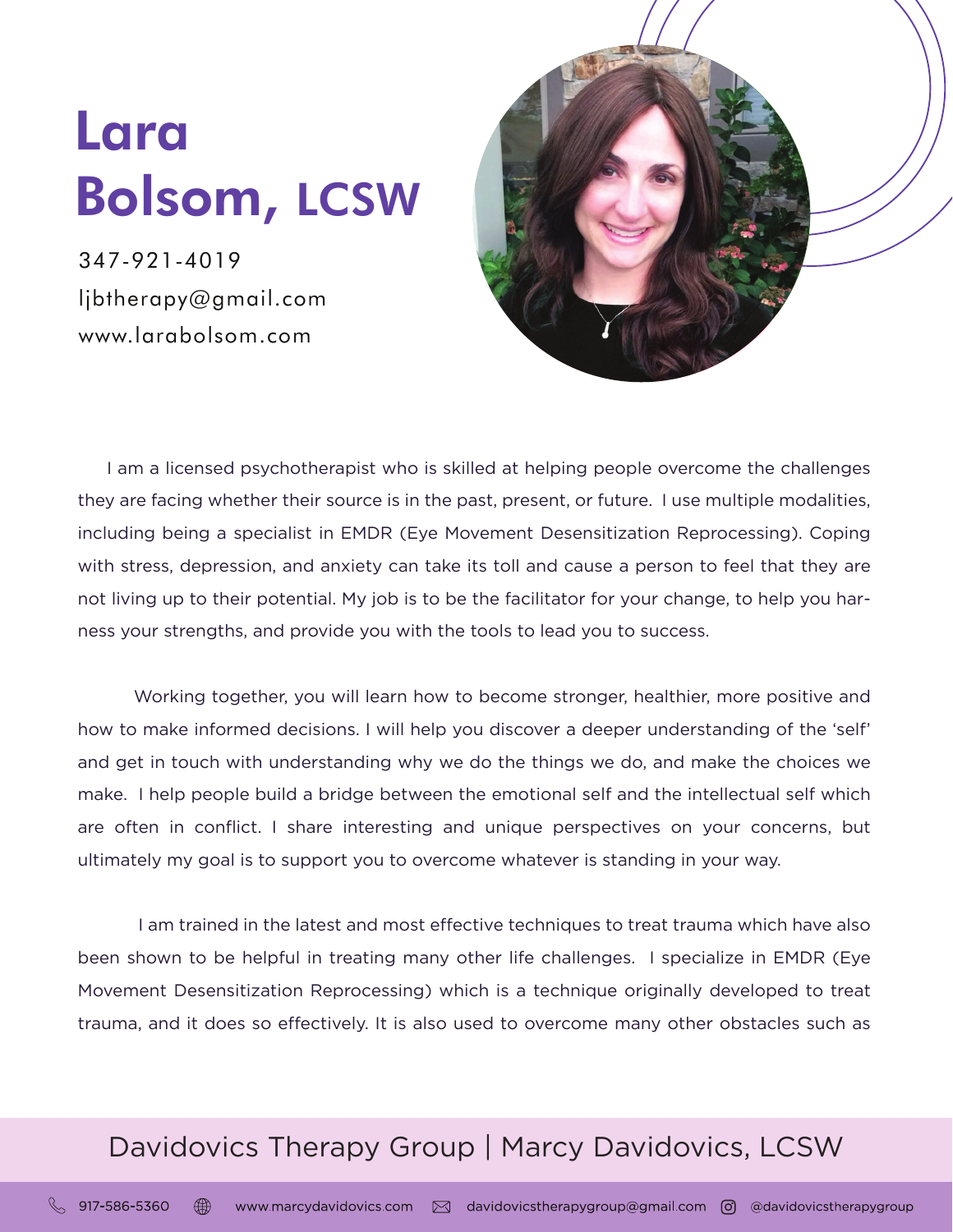# Lara Bolsom, LCSW

347-921-4019
ljbtherapy@gmail.com
www.larabolsom.com

I am a licensed psychotherapist who is skilled at helping people overcome the challenges they are facing whether their source is in the past, present, or future. I use multiple modalities, including being a specialist in EMDR (Eye Movement Desensitization Reprocessing). Coping with stress, depression, and anxiety can take its toll and cause a person to feel that they are not living up to their potential. My job is to be the facilitator for your change, to help you harness your strengths, and provide you with the tools to lead you to success.

Working together, you will learn how to become stronger, healthier, more positive and how to make informed decisions. I will help you discover a deeper understanding of the 'self' and get in touch with understanding why we do the things we do, and make the choices we make. I help people build a bridge between the emotional self and the intellectual self which are often in conflict. I share interesting and unique perspectives on your concerns, but ultimately my goal is to support you to overcome whatever is standing in your way.

I am trained in the latest and most effective techniques to treat trauma which have also been shown to be helpful in treating many other life challenges. I specialize in EMDR (Eye Movement Desensitization Reprocessing) which is a technique originally developed to treat trauma, and it does so effectively. It is also used to overcome many other obstacles such as

Davidovics Therapy Group | Marcy Davidovics, LCSW

917-586-5360 www.marcydavidovics.com davidovicstherapygroup@gmail.com @davidovicstherapygroup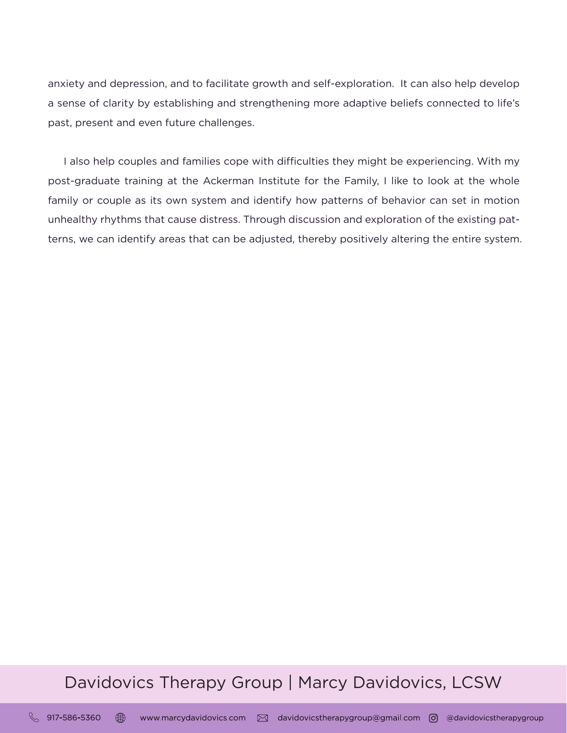anxiety and depression, and to facilitate growth and self-exploration. It can also help develop a sense of clarity by establishing and strengthening more adaptive beliefs connected to life's past, present and even future challenges.

I also help couples and families cope with difficulties they might be experiencing. With my post-graduate training at the Ackerman Institute for the Family, I like to look at the whole family or couple as its own system and identify how patterns of behavior can set in motion unhealthy rhythms that cause distress. Through discussion and exploration of the existing patterns, we can identify areas that can be adjusted, thereby positively altering the entire system.